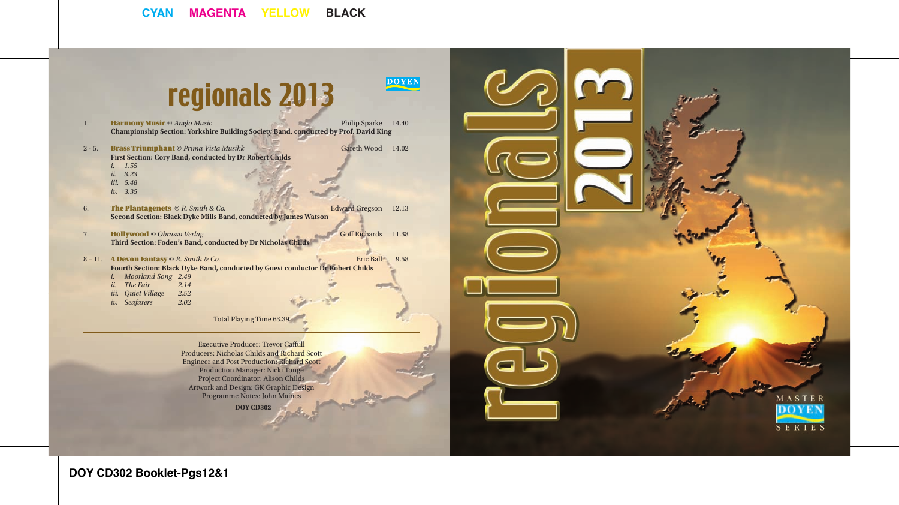# regionals 2013

DOYEN

1. **Harmony Music** © *Anglo Music* — Philip Sparke — 14.40
   **Championship Section: Yorkshire Building Society Band, conducted by Prof. David King**

2 - 5. **Brass Triumphant** © *Prima Vista Musikk* — Gareth Wood — 14.02
   **First Section: Cory Band, conducted by Dr Robert Childs**
   *i. 1.55*
   *ii. 3.23*
   *iii. 5.48*
   *iv. 3.35*

6. **The Plantagenets** © *R. Smith & Co.* — Edward Gregson — 12.13
   **Second Section: Black Dyke Mills Band, conducted by James Watson**

7. **Hollywood** © *Obrasso Verlag* — Goff Richards — 11.38
   **Third Section: Foden's Band, conducted by Dr Nicholas Childs**

8 - 11. **A Devon Fantasy** © *R. Smith & Co.* — Eric Ball — 9.58
   **Fourth Section: Black Dyke Band, conducted by Guest conductor Dr Robert Childs**
   *i. Moorland Song* 2.49
   *ii. The Fair* 2.14
   *iii. Quiet Village* 2.52
   *iv. Seafarers* 2.02

Total Playing Time 63.39

---

Executive Producer: Trevor Caffull
Producers: Nicholas Childs and Richard Scott
Engineer and Post Production: Richard Scott
Production Manager: Nicki Tonge
Project Coordinator: Alison Childs
Artwork and Design: GK Graphic Design
Programme Notes: John Maines

**DOY CD302**

regionals 2013

MASTER DOYEN SERIES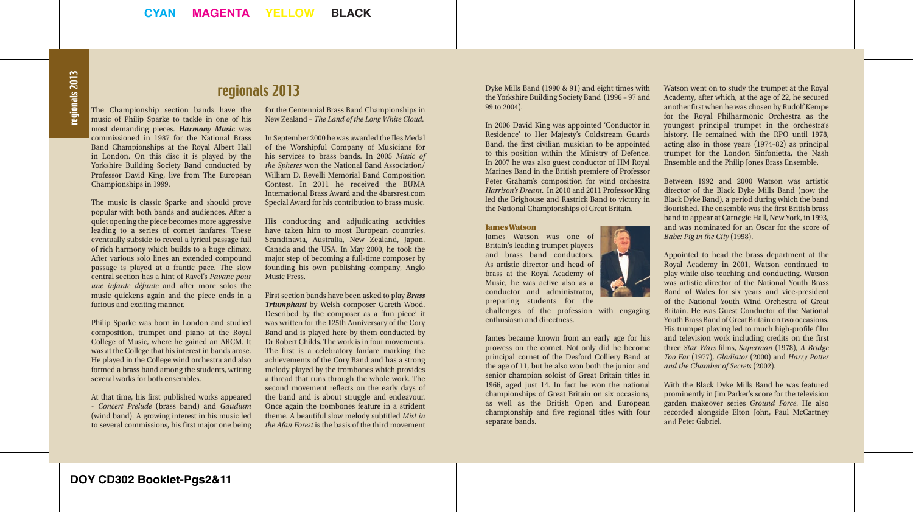# regionals 2013

The Championship section bands have the music of Philip Sparke to tackle in one of his most demanding pieces. ***Harmony Music*** was commissioned in 1987 for the National Brass Band Championships at the Royal Albert Hall in London. On this disc it is played by the Yorkshire Building Society Band conducted by Professor David King, live from The European Championships in 1999.

The music is classic Sparke and should prove popular with both bands and audiences. After a quiet opening the piece becomes more aggressive leading to a series of cornet fanfares. These eventually subside to reveal a lyrical passage full of rich harmony which builds to a huge climax. After various solo lines an extended compound passage is played at a frantic pace. The slow central section has a hint of Ravel's *Pavane pour une infante défunte* and after more solos the music quickens again and the piece ends in a furious and exciting manner.

Philip Sparke was born in London and studied composition, trumpet and piano at the Royal College of Music, where he gained an ARCM. It was at the College that his interest in bands arose. He played in the College wind orchestra and also formed a brass band among the students, writing several works for both ensembles.

At that time, his first published works appeared - *Concert Prelude* (brass band) and *Gaudium* (wind band). A growing interest in his music led to several commissions, his first major one being for the Centennial Brass Band Championships in New Zealand – *The Land of the Long White Cloud*.

In September 2000 he was awarded the Iles Medal of the Worshipful Company of Musicians for his services to brass bands. In 2005 *Music of the Spheres* won the National Band Association/ William D. Revelli Memorial Band Composition Contest. In 2011 he received the BUMA International Brass Award and the 4barsrest.com Special Award for his contribution to brass music.

His conducting and adjudicating activities have taken him to most European countries, Scandinavia, Australia, New Zealand, Japan, Canada and the USA. In May 2000, he took the major step of becoming a full-time composer by founding his own publishing company, Anglo Music Press.

First section bands have been asked to play ***Brass Triumphant*** by Welsh composer Gareth Wood. Described by the composer as a 'fun piece' it was written for the 125th Anniversary of the Cory Band and is played here by them conducted by Dr Robert Childs. The work is in four movements. The first is a celebratory fanfare marking the achievements of the Cory Band and has a strong melody played by the trombones which provides a thread that runs through the whole work. The second movement reflects on the early days of the band and is about struggle and endeavour. Once again the trombones feature in a strident theme. A beautiful slow melody subtitled *Mist in the Afan Forest* is the basis of the third movement

Dyke Mills Band (1990 & 91) and eight times with the Yorkshire Building Society Band (1996 – 97 and 99 to 2004).

In 2006 David King was appointed 'Conductor in Residence' to Her Majesty's Coldstream Guards Band, the first civilian musician to be appointed to this position within the Ministry of Defence. In 2007 he was also guest conductor of HM Royal Marines Band in the British premiere of Professor Peter Graham's composition for wind orchestra *Harrison's Dream*. In 2010 and 2011 Professor King led the Brighouse and Rastrick Band to victory in the National Championships of Great Britain.

### James Watson

James Watson was one of Britain's leading trumpet players and brass band conductors. As artistic director and head of brass at the Royal Academy of Music, he was active also as a conductor and administrator, preparing students for the challenges of the profession with engaging enthusiasm and directness.

James became known from an early age for his prowess on the cornet. Not only did he become principal cornet of the Desford Colliery Band at the age of 11, but he also won both the junior and senior champion soloist of Great Britain titles in 1966, aged just 14. In fact he won the national championships of Great Britain on six occasions, as well as the British Open and European championship and five regional titles with four separate bands.

Watson went on to study the trumpet at the Royal Academy, after which, at the age of 22, he secured another first when he was chosen by Rudolf Kempe for the Royal Philharmonic Orchestra as the youngest principal trumpet in the orchestra's history. He remained with the RPO until 1978, acting also in those years (1974–82) as principal trumpet for the London Sinfonietta, the Nash Ensemble and the Philip Jones Brass Ensemble.

Between 1992 and 2000 Watson was artistic director of the Black Dyke Mills Band (now the Black Dyke Band), a period during which the band flourished. The ensemble was the first British brass band to appear at Carnegie Hall, New York, in 1993, and was nominated for an Oscar for the score of *Babe: Pig in the City* (1998).

Appointed to head the brass department at the Royal Academy in 2001, Watson continued to play while also teaching and conducting. Watson was artistic director of the National Youth Brass Band of Wales for six years and vice-president of the National Youth Wind Orchestra of Great Britain. He was Guest Conductor of the National Youth Brass Band of Great Britain on two occasions. His trumpet playing led to much high-profile film and television work including credits on the first three *Star Wars* films, *Superman* (1978), *A Bridge Too Far* (1977), *Gladiator* (2000) and *Harry Potter and the Chamber of Secrets* (2002).

With the Black Dyke Mills Band he was featured prominently in Jim Parker's score for the television garden makeover series *Ground Force*. He also recorded alongside Elton John, Paul McCartney and Peter Gabriel.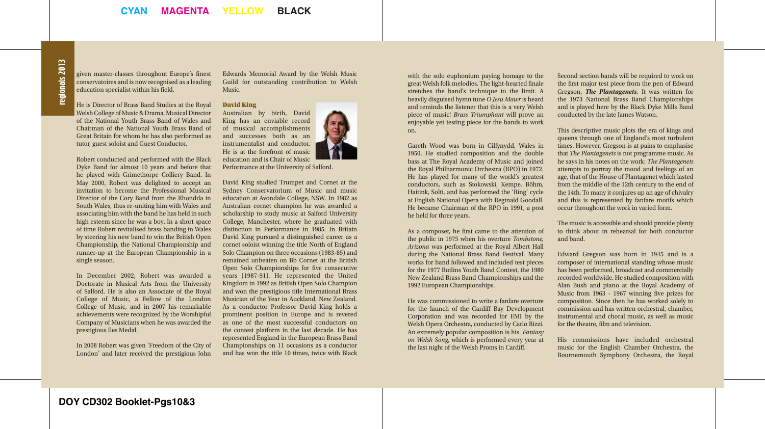given master-classes throughout Europe's finest conservatoires and is now recognised as a leading education specialist within his field.

He is Director of Brass Band Studies at the Royal Welsh College of Music & Drama, Musical Director of the National Youth Brass Band of Wales and Chairman of the National Youth Brass Band of Great Britain for whom he has also performed as tutor, guest soloist and Guest Conductor.

Robert conducted and performed with the Black Dyke Band for almost 10 years and before that he played with Grimethorpe Colliery Band. In May 2000, Robert was delighted to accept an invitation to become the Professional Musical Director of the Cory Band from the Rhondda in South Wales, thus re-uniting him with Wales and associating him with the band he has held in such high esteem since he was a boy. In a short space of time Robert revitalised brass banding in Wales by steering his new band to win the British Open Championship, the National Championship and runner-up at the European Championship in a single season.

In December 2002, Robert was awarded a Doctorate in Musical Arts from the University of Salford. He is also an Associate of the Royal College of Music, a Fellow of the London College of Music, and in 2007 his remarkable achievements were recognized by the Worshipful Company of Musicians when he was awarded the prestigious Iles Medal.

In 2008 Robert was given 'Freedom of the City of London' and later received the prestigious John Edwards Memorial Award by the Welsh Music Guild for outstanding contribution to Welsh Music.

**David King**

Australian by birth, David King has an enviable record of musical accomplishments and successes both as an instrumentalist and conductor. He is at the forefront of music education and is Chair of Music Performance at the University of Salford.

David King studied Trumpet and Cornet at the Sydney Conservatorium of Music and music education at Avondale College, NSW. In 1982 as Australian cornet champion he was awarded a scholarship to study music at Salford University College, Manchester, where he graduated with distinction in Performance in 1985. In Britain David King pursued a distinguished career as a cornet soloist winning the title North of England Solo Champion on three occasions (1983-85) and remained unbeaten on Bb Cornet at the British Open Solo Championships for five consecutive years (1987-91). He represented the United Kingdom in 1992 as British Open Solo Champion and won the prestigious title International Brass Musician of the Year in Auckland, New Zealand. As a conductor Professor David King holds a prominent position in Europe and is revered as one of the most successful conductors on the contest platform in the last decade. He has represented England in the European Brass Band Championships on 11 occasions as a conductor and has won the title 10 times, twice with Black

with the solo euphonium paying homage to the great Welsh folk melodies. The light-hearted finale stretches the band's technique to the limit. A heavily disguised hymn tune *O Jesu Mawr* is heard and reminds the listener that this is a very Welsh piece of music! *Brass Triumphant* will prove an enjoyable yet testing piece for the bands to work on.

Gareth Wood was born in Cilfynydd, Wales in 1950. He studied composition and the double bass at The Royal Academy of Music and joined the Royal Philharmonic Orchestra (RPO) in 1972. He has played for many of the world's greatest conductors, such as Stokowski, Kempe, Böhm, Haitink, Solti, and has performed the 'Ring' cycle at English National Opera with Reginald Goodall. He became Chairman of the RPO in 1991, a post he held for three years.

As a composer, he first came to the attention of the public in 1975 when his overture *Tombstone, Arizona* was performed at the Royal Albert Hall during the National Brass Band Festival. Many works for band followed and included test pieces for the 1977 Butlins Youth Band Contest, the 1980 New Zealand Brass Band Championships and the 1992 European Championships.

He was commissioned to write a fanfare overture for the launch of the Cardiff Bay Development Corporation and was recorded for EMI by the Welsh Opera Orchestra, conducted by Carlo Rizzi. An extremely popular composition is his *Fantasy on Welsh Song*, which is performed every year at the last night of the Welsh Proms in Cardiff.

Second section bands will be required to work on the first major test piece from the pen of Edward Gregson, ***The Plantagenets***. It was written for the 1973 National Brass Band Championships and is played here by the Black Dyke Mills Band conducted by the late James Watson.

This descriptive music plots the era of kings and queens through one of England's most turbulent times. However, Gregson is at pains to emphasise that *The Plantagenets* is not programme music. As he says in his notes on the work: *The Plantagenets* attempts to portray the mood and feelings of an age, that of the House of Plantagenet which lasted from the middle of the 12th century to the end of the 14th. To many it conjures up an age of chivalry and this is represented by fanfare motifs which occur throughout the work in varied form.

The music is accessible and should provide plenty to think about in rehearsal for both conductor and band.

Edward Gregson was born in 1945 and is a composer of international standing whose music has been performed, broadcast and commercially recorded worldwide. He studied composition with Alan Bush and piano at the Royal Academy of Music from 1963 - 1967 winning five prizes for composition. Since then he has worked solely to commission and has written orchestral, chamber, instrumental and choral music, as well as music for the theatre, film and television.

His commissions have included orchestral music for the English Chamber Orchestra, the Bournemouth Symphony Orchestra, the Royal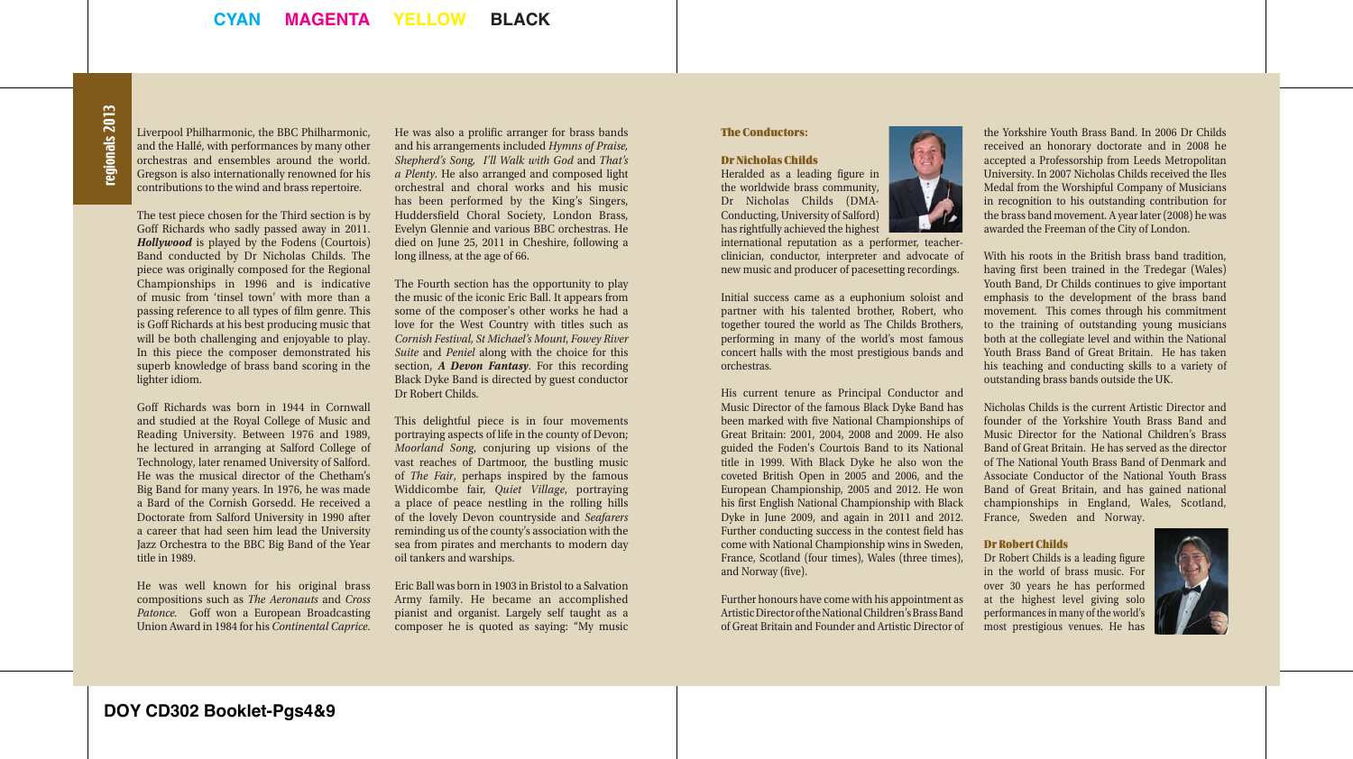Liverpool Philharmonic, the BBC Philharmonic, and the Hallé, with performances by many other orchestras and ensembles around the world. Gregson is also internationally renowned for his contributions to the wind and brass repertoire.

The test piece chosen for the Third section is by Goff Richards who sadly passed away in 2011. ***Hollywood*** is played by the Fodens (Courtois) Band conducted by Dr Nicholas Childs. The piece was originally composed for the Regional Championships in 1996 and is indicative of music from 'tinsel town' with more than a passing reference to all types of film genre. This is Goff Richards at his best producing music that will be both challenging and enjoyable to play. In this piece the composer demonstrated his superb knowledge of brass band scoring in the lighter idiom.

Goff Richards was born in 1944 in Cornwall and studied at the Royal College of Music and Reading University. Between 1976 and 1989, he lectured in arranging at Salford College of Technology, later renamed University of Salford. He was the musical director of the Chetham's Big Band for many years. In 1976, he was made a Bard of the Cornish Gorsedd. He received a Doctorate from Salford University in 1990 after a career that had seen him lead the University Jazz Orchestra to the BBC Big Band of the Year title in 1989.

He was well known for his original brass compositions such as *The Aeronauts* and *Cross Patonce*. Goff won a European Broadcasting Union Award in 1984 for his *Continental Caprice*. He was also a prolific arranger for brass bands and his arrangements included *Hymns of Praise, Shepherd's Song, I'll Walk with God* and *That's a Plenty*. He also arranged and composed light orchestral and choral works and his music has been performed by the King's Singers, Huddersfield Choral Society, London Brass, Evelyn Glennie and various BBC orchestras. He died on June 25, 2011 in Cheshire, following a long illness, at the age of 66.

The Fourth section has the opportunity to play the music of the iconic Eric Ball. It appears from some of the composer's other works he had a love for the West Country with titles such as *Cornish Festival, St Michael's Mount, Fowey River Suite* and *Peniel* along with the choice for this section, ***A Devon Fantasy***. For this recording Black Dyke Band is directed by guest conductor Dr Robert Childs.

This delightful piece is in four movements portraying aspects of life in the county of Devon; *Moorland Song*, conjuring up visions of the vast reaches of Dartmoor, the bustling music of *The Fair*, perhaps inspired by the famous Widdicombe fair, *Quiet Village*, portraying a place of peace nestling in the rolling hills of the lovely Devon countryside and *Seafarers* reminding us of the county's association with the sea from pirates and merchants to modern day oil tankers and warships.

Eric Ball was born in 1903 in Bristol to a Salvation Army family. He became an accomplished pianist and organist. Largely self taught as a composer he is quoted as saying: "My music

## The Conductors:

### Dr Nicholas Childs

Heralded as a leading figure in the worldwide brass community, Dr Nicholas Childs (DMA-Conducting, University of Salford) has rightfully achieved the highest international reputation as a performer, teacher-clinician, conductor, interpreter and advocate of new music and producer of pacesetting recordings.

Initial success came as a euphonium soloist and partner with his talented brother, Robert, who together toured the world as The Childs Brothers, performing in many of the world's most famous concert halls with the most prestigious bands and orchestras.

His current tenure as Principal Conductor and Music Director of the famous Black Dyke Band has been marked with five National Championships of Great Britain: 2001, 2004, 2008 and 2009. He also guided the Foden's Courtois Band to its National title in 1999. With Black Dyke he also won the coveted British Open in 2005 and 2006, and the European Championship, 2005 and 2012. He won his first English National Championship with Black Dyke in June 2009, and again in 2011 and 2012. Further conducting success in the contest field has come with National Championship wins in Sweden, France, Scotland (four times), Wales (three times), and Norway (five).

Further honours have come with his appointment as Artistic Director of the National Children's Brass Band of Great Britain and Founder and Artistic Director of the Yorkshire Youth Brass Band. In 2006 Dr Childs received an honorary doctorate and in 2008 he accepted a Professorship from Leeds Metropolitan University. In 2007 Nicholas Childs received the Iles Medal from the Worshipful Company of Musicians in recognition to his outstanding contribution for the brass band movement. A year later (2008) he was awarded the Freeman of the City of London.

With his roots in the British brass band tradition, having first been trained in the Tredegar (Wales) Youth Band, Dr Childs continues to give important emphasis to the development of the brass band movement. This comes through his commitment to the training of outstanding young musicians both at the collegiate level and within the National Youth Brass Band of Great Britain. He has taken his teaching and conducting skills to a variety of outstanding brass bands outside the UK.

Nicholas Childs is the current Artistic Director and founder of the Yorkshire Youth Brass Band and Music Director for the National Children's Brass Band of Great Britain. He has served as the director of The National Youth Brass Band of Denmark and Associate Conductor of the National Youth Brass Band of Great Britain, and has gained national championships in England, Wales, Scotland, France, Sweden and Norway.

### Dr Robert Childs

Dr Robert Childs is a leading figure in the world of brass music. For over 30 years he has performed at the highest level giving solo performances in many of the world's most prestigious venues. He has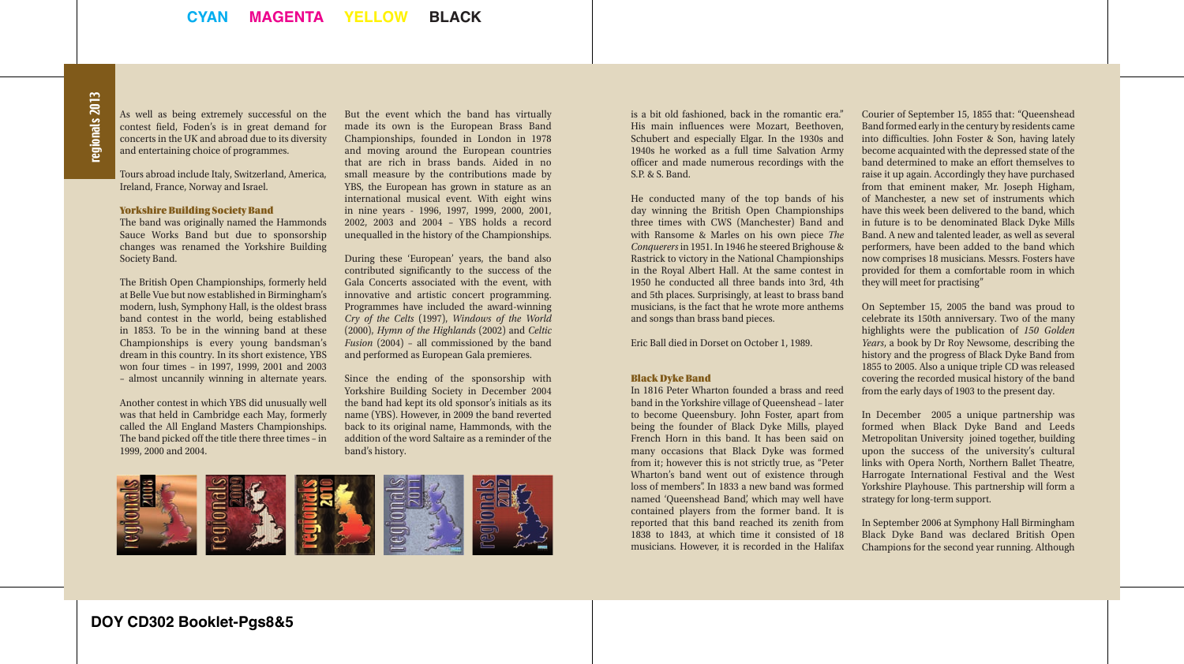As well as being extremely successful on the contest field, Foden's is in great demand for concerts in the UK and abroad due to its diversity and entertaining choice of programmes.

Tours abroad include Italy, Switzerland, America, Ireland, France, Norway and Israel.

**Yorkshire Building Society Band**

The band was originally named the Hammonds Sauce Works Band but due to sponsorship changes was renamed the Yorkshire Building Society Band.

The British Open Championships, formerly held at Belle Vue but now established in Birmingham's modern, lush, Symphony Hall, is the oldest brass band contest in the world, being established in 1853. To be in the winning band at these Championships is every young bandsman's dream in this country. In its short existence, YBS won four times – in 1997, 1999, 2001 and 2003 – almost uncannily winning in alternate years.

Another contest in which YBS did unusually well was that held in Cambridge each May, formerly called the All England Masters Championships. The band picked off the title there three times – in 1999, 2000 and 2004.

But the event which the band has virtually made its own is the European Brass Band Championships, founded in London in 1978 and moving around the European countries that are rich in brass bands. Aided in no small measure by the contributions made by YBS, the European has grown in stature as an international musical event. With eight wins in nine years - 1996, 1997, 1999, 2000, 2001, 2002, 2003 and 2004 - YBS holds a record unequalled in the history of the Championships.

During these 'European' years, the band also contributed significantly to the success of the Gala Concerts associated with the event, with innovative and artistic concert programming. Programmes have included the award-winning *Cry of the Celts* (1997), *Windows of the World* (2000), *Hymn of the Highlands* (2002) and *Celtic Fusion* (2004) – all commissioned by the band and performed as European Gala premieres.

Since the ending of the sponsorship with Yorkshire Building Society in December 2004 the band had kept its old sponsor's initials as its name (YBS). However, in 2009 the band reverted back to its original name, Hammonds, with the addition of the word Saltaire as a reminder of the band's history.

is a bit old fashioned, back in the romantic era." His main influences were Mozart, Beethoven, Schubert and especially Elgar. In the 1930s and 1940s he worked as a full time Salvation Army officer and made numerous recordings with the S.P. & S. Band.

He conducted many of the top bands of his day winning the British Open Championships three times with CWS (Manchester) Band and with Ransome & Marles on his own piece *The Conquerers* in 1951. In 1946 he steered Brighouse & Rastrick to victory in the National Championships in the Royal Albert Hall. At the same contest in 1950 he conducted all three bands into 3rd, 4th and 5th places. Surprisingly, at least to brass band musicians, is the fact that he wrote more anthems and songs than brass band pieces.

Eric Ball died in Dorset on October 1, 1989.

**Black Dyke Band**

In 1816 Peter Wharton founded a brass and reed band in the Yorkshire village of Queenshead - later to become Queensbury. John Foster, apart from being the founder of Black Dyke Mills, played French Horn in this band. It has been said on many occasions that Black Dyke was formed from it; however this is not strictly true, as "Peter Wharton's band went out of existence through loss of members". In 1833 a new band was formed named 'Queenshead Band', which may well have contained players from the former band. It is reported that this band reached its zenith from 1838 to 1843, at which time it consisted of 18 musicians. However, it is recorded in the Halifax Courier of September 15, 1855 that: "Queenshead Band formed early in the century by residents came into difficulties. John Foster & Son, having lately become acquainted with the depressed state of the band determined to make an effort themselves to raise it up again. Accordingly they have purchased from that eminent maker, Mr. Joseph Higham, of Manchester, a new set of instruments which have this week been delivered to the band, which in future is to be denominated Black Dyke Mills Band. A new and talented leader, as well as several performers, have been added to the band which now comprises 18 musicians. Messrs. Fosters have provided for them a comfortable room in which they will meet for practising"

On September 15, 2005 the band was proud to celebrate its 150th anniversary. Two of the many highlights were the publication of *150 Golden Years*, a book by Dr Roy Newsome, describing the history and the progress of Black Dyke Band from 1855 to 2005. Also a unique triple CD was released covering the recorded musical history of the band from the early days of 1903 to the present day.

In December 2005 a unique partnership was formed when Black Dyke Band and Leeds Metropolitan University joined together, building upon the success of the university's cultural links with Opera North, Northern Ballet Theatre, Harrogate International Festival and the West Yorkshire Playhouse. This partnership will form a strategy for long-term support.

In September 2006 at Symphony Hall Birmingham Black Dyke Band was declared British Open Champions for the second year running. Although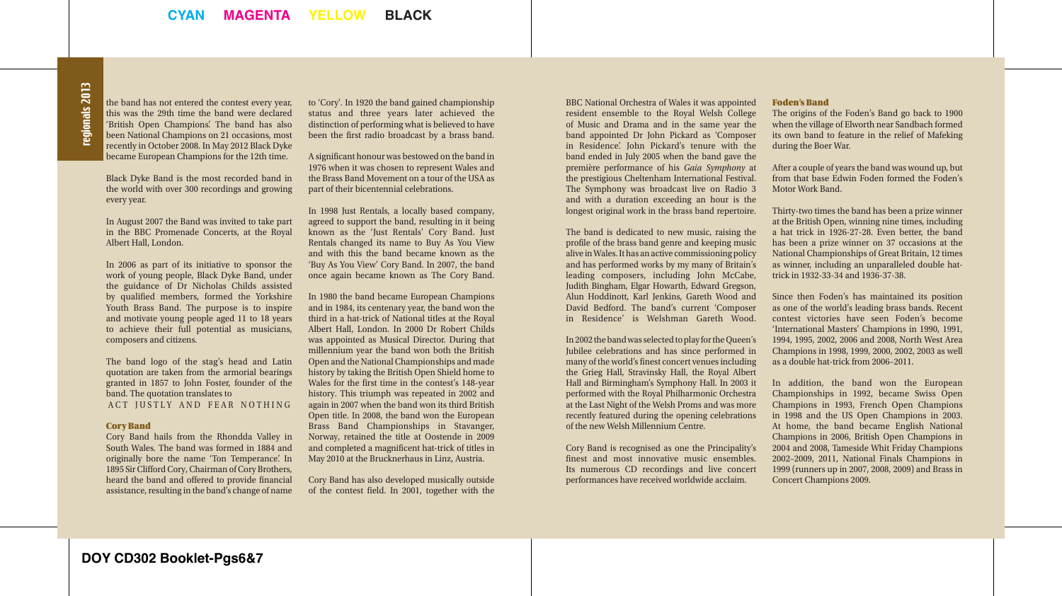the band has not entered the contest every year, this was the 29th time the band were declared 'British Open Champions'. The band has also been National Champions on 21 occasions, most recently in October 2008. In May 2012 Black Dyke became European Champions for the 12th time.

Black Dyke Band is the most recorded band in the world with over 300 recordings and growing every year.

In August 2007 the Band was invited to take part in the BBC Promenade Concerts, at the Royal Albert Hall, London.

In 2006 as part of its initiative to sponsor the work of young people, Black Dyke Band, under the guidance of Dr Nicholas Childs assisted by qualified members, formed the Yorkshire Youth Brass Band. The purpose is to inspire and motivate young people aged 11 to 18 years to achieve their full potential as musicians, composers and citizens.

The band logo of the stag's head and Latin quotation are taken from the armorial bearings granted in 1857 to John Foster, founder of the band. The quotation translates to
ACT JUSTLY AND FEAR NOTHING

### Cory Band

Cory Band hails from the Rhondda Valley in South Wales. The band was formed in 1884 and originally bore the name 'Ton Temperance'. In 1895 Sir Clifford Cory, Chairman of Cory Brothers, heard the band and offered to provide financial assistance, resulting in the band's change of name to 'Cory'. In 1920 the band gained championship status and three years later achieved the distinction of performing what is believed to have been the first radio broadcast by a brass band.

A significant honour was bestowed on the band in 1976 when it was chosen to represent Wales and the Brass Band Movement on a tour of the USA as part of their bicentennial celebrations.

In 1998 Just Rentals, a locally based company, agreed to support the band, resulting in it being known as the 'Just Rentals' Cory Band. Just Rentals changed its name to Buy As You View and with this the band became known as the 'Buy As You View' Cory Band. In 2007, the band once again became known as The Cory Band.

In 1980 the band became European Champions and in 1984, its centenary year, the band won the third in a hat-trick of National titles at the Royal Albert Hall, London. In 2000 Dr Robert Childs was appointed as Musical Director. During that millennium year the band won both the British Open and the National Championships and made history by taking the British Open Shield home to Wales for the first time in the contest's 148-year history. This triumph was repeated in 2002 and again in 2007 when the band won its third British Open title. In 2008, the band won the European Brass Band Championships in Stavanger, Norway, retained the title at Oostende in 2009 and completed a magnificent hat-trick of titles in May 2010 at the Brucknerhaus in Linz, Austria.

Cory Band has also developed musically outside of the contest field. In 2001, together with the BBC National Orchestra of Wales it was appointed resident ensemble to the Royal Welsh College of Music and Drama and in the same year the band appointed Dr John Pickard as 'Composer in Residence'. John Pickard's tenure with the band ended in July 2005 when the band gave the première performance of his *Gaia Symphony* at the prestigious Cheltenham International Festival. The Symphony was broadcast live on Radio 3 and with a duration exceeding an hour is the longest original work in the brass band repertoire.

The band is dedicated to new music, raising the profile of the brass band genre and keeping music alive in Wales. It has an active commissioning policy and has performed works by my many of Britain's leading composers, including John McCabe, Judith Bingham, Elgar Howarth, Edward Gregson, Alun Hoddinott, Karl Jenkins, Gareth Wood and David Bedford. The band's current 'Composer in Residence' is Welshman Gareth Wood.

In 2002 the band was selected to play for the Queen's Jubilee celebrations and has since performed in many of the world's finest concert venues including the Grieg Hall, Stravinsky Hall, the Royal Albert Hall and Birmingham's Symphony Hall. In 2003 it performed with the Royal Philharmonic Orchestra at the Last Night of the Welsh Proms and was more recently featured during the opening celebrations of the new Welsh Millennium Centre.

Cory Band is recognised as one the Principality's finest and most innovative music ensembles. Its numerous CD recordings and live concert performances have received worldwide acclaim.

### Foden's Band

The origins of the Foden's Band go back to 1900 when the village of Elworth near Sandbach formed its own band to feature in the relief of Mafeking during the Boer War.

After a couple of years the band was wound up, but from that base Edwin Foden formed the Foden's Motor Work Band.

Thirty-two times the band has been a prize winner at the British Open, winning nine times, including a hat trick in 1926-27-28. Even better, the band has been a prize winner on 37 occasions at the National Championships of Great Britain, 12 times as winner, including an unparalleled double hat-trick in 1932-33-34 and 1936-37-38.

Since then Foden's has maintained its position as one of the world's leading brass bands. Recent contest victories have seen Foden's become 'International Masters' Champions in 1990, 1991, 1994, 1995, 2002, 2006 and 2008, North West Area Champions in 1998, 1999, 2000, 2002, 2003 as well as a double hat-trick from 2006–2011.

In addition, the band won the European Championships in 1992, became Swiss Open Champions in 1993, French Open Champions in 1998 and the US Open Champions in 2003. At home, the band became English National Champions in 2006, British Open Champions in 2004 and 2008, Tameside Whit Friday Champions 2002–2009, 2011, National Finals Champions in 1999 (runners up in 2007, 2008, 2009) and Brass in Concert Champions 2009.